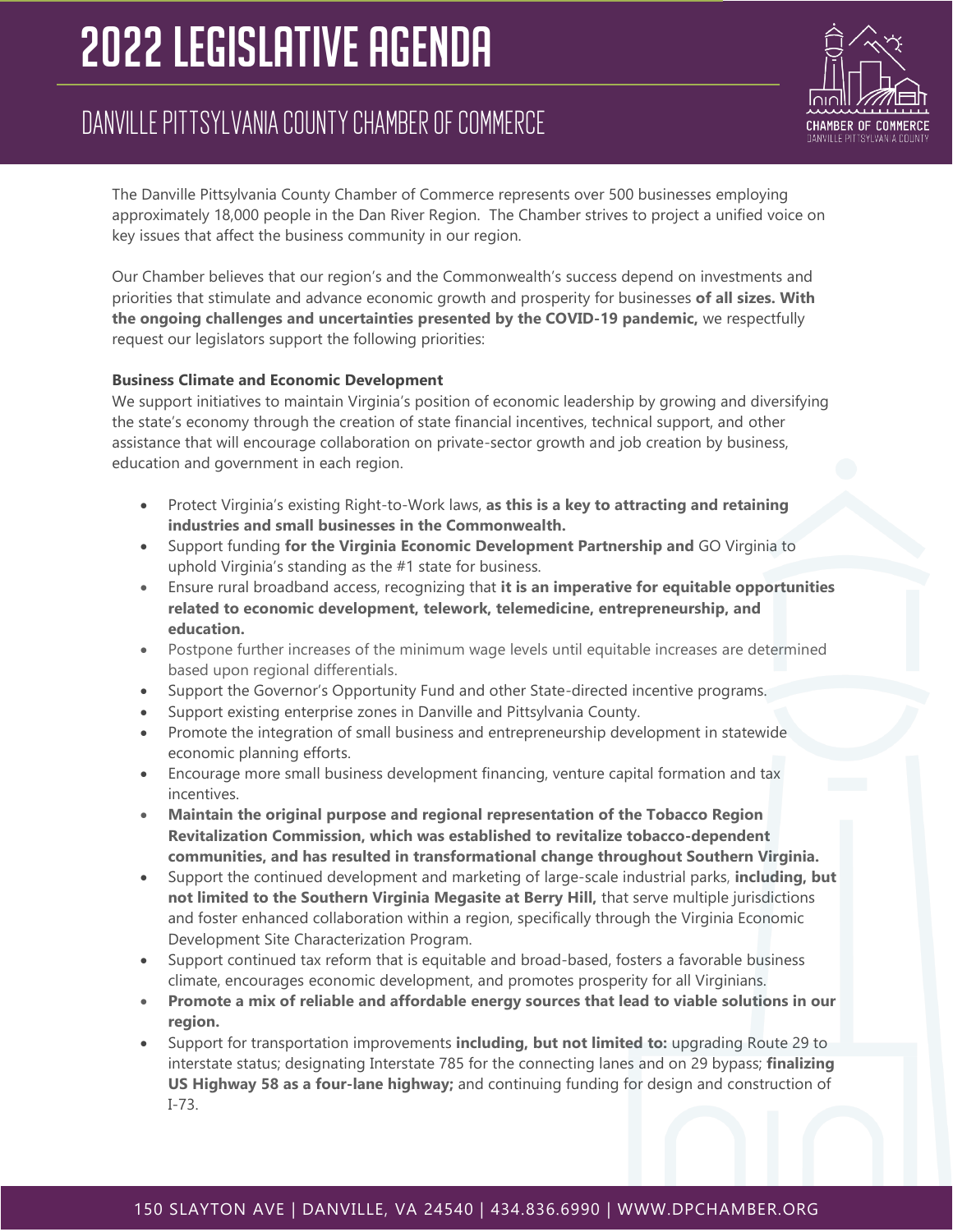# 2022 LEGISLATIVE AGENDA

## DANVILLE PITTSYLVANIA COUNTY CHAMBER OF COMMERCE

The Danville Pittsylvania County Chamber of Commerce represents over 500 businesses employing approximately 18,000 people in the Dan River Region. The Chamber strives to project a unified voice on key issues that affect the business community in our region.

Our Chamber believes that our region's and the Commonwealth's success depend on investments and priorities that stimulate and advance economic growth and prosperity for businesses **of all sizes. With the ongoing challenges and uncertainties presented by the COVID-19 pandemic,** we respectfully request our legislators support the following priorities:

**Business Climate and Economic Development**

We support initiatives to maintain Virginia's position of economic leadership by growing and diversifying the state's economy through the creation of state financial incentives, technical support, and other assistance that will encourage collaboration on private-sector growth and job creation by business, education and government in each region.

- Protect Virginia's existing Right-to-Work laws, **as this is a key to attracting and retaining industries and small businesses in the Commonwealth.**
- Support funding **for the Virginia Economic Development Partnership and** GO Virginia to uphold Virginia's standing as the #1 state for business.
- Ensure rural broadband access, recognizing that **it is an imperative for equitable opportunities related to economic development, telework, telemedicine, entrepreneurship, and education.**
- Postpone further increases of the minimum wage levels until equitable increases are determined based upon regional differentials.
- Support the Governor's Opportunity Fund and other State-directed incentive programs.
- Support existing enterprise zones in Danville and Pittsylvania County.
- Promote the integration of small business and entrepreneurship development in statewide economic planning efforts.
- Encourage more small business development financing, venture capital formation and tax incentives.
- **Maintain the original purpose and regional representation of the Tobacco Region Revitalization Commission, which was established to revitalize tobacco-dependent communities, and has resulted in transformational change throughout Southern Virginia.**
- Support the continued development and marketing of large-scale industrial parks, **including, but not limited to the Southern Virginia Megasite at Berry Hill,** that serve multiple jurisdictions and foster enhanced collaboration within a region, specifically through the Virginia Economic Development Site Characterization Program.
- Support continued tax reform that is equitable and broad-based, fosters a favorable business climate, encourages economic development, and promotes prosperity for all Virginians.
- **Promote a mix of reliable and affordable energy sources that lead to viable solutions in our region.**
- Support for transportation improvements **including, but not limited to:** upgrading Route 29 to interstate status; designating Interstate 785 for the connecting lanes and on 29 bypass; **finalizing US Highway 58 as a four-lane highway;** and continuing funding for design and construction of I-73.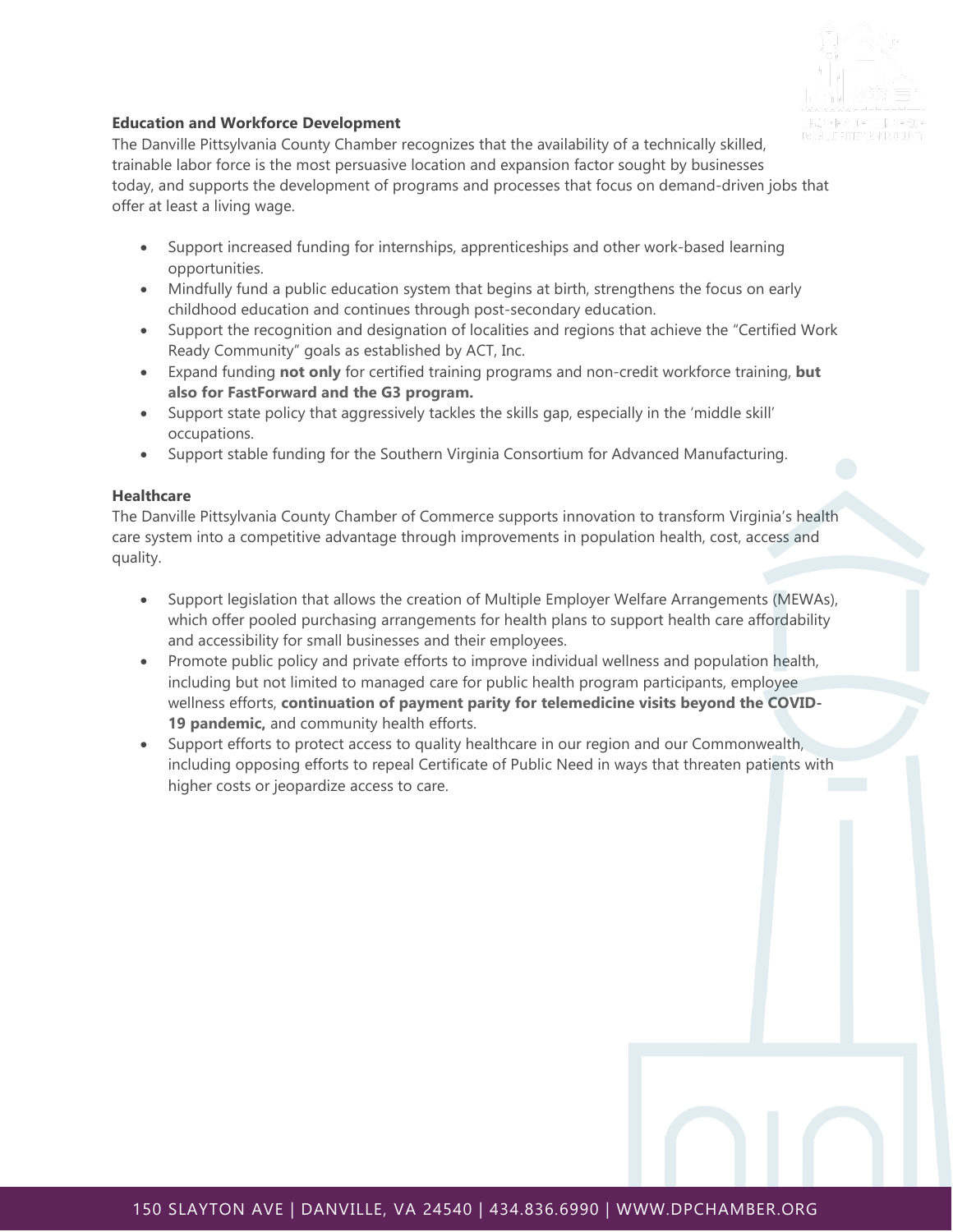**Education and Workforce Development**

The Danville Pittsylvania County Chamber recognizes that the availability of a technically skilled, trainable labor force is the most persuasive location and expansion factor sought by businesses today, and supports the development of programs and processes that focus on demand-driven jobs that offer at least a living wage.

- Support increased funding for internships, apprenticeships and other work-based learning opportunities.
- Mindfully fund a public education system that begins at birth, strengthens the focus on early childhood education and continues through post-secondary education.
- Support the recognition and designation of localities and regions that achieve the "Certified Work Ready Community" goals as established by ACT, Inc.
- Expand funding **not only** for certified training programs and non-credit workforce training, **but also for FastForward and the G3 program.**
- Support state policy that aggressively tackles the skills gap, especially in the 'middle skill' occupations.
- Support stable funding for the Southern Virginia Consortium for Advanced Manufacturing.

**Healthcare**

The Danville Pittsylvania County Chamber of Commerce supports innovation to transform Virginia's health care system into a competitive advantage through improvements in population health, cost, access and quality.

- Support legislation that allows the creation of Multiple Employer Welfare Arrangements (MEWAs), which offer pooled purchasing arrangements for health plans to support health care affordability and accessibility for small businesses and their employees.
- Promote public policy and private efforts to improve individual wellness and population health, including but not limited to managed care for public health program participants, employee wellness efforts, **continuation of payment parity for telemedicine visits beyond the COVID-19 pandemic,** and community health efforts.
- Support efforts to protect access to quality healthcare in our region and our Commonwealth, including opposing efforts to repeal Certificate of Public Need in ways that threaten patients with higher costs or jeopardize access to care.